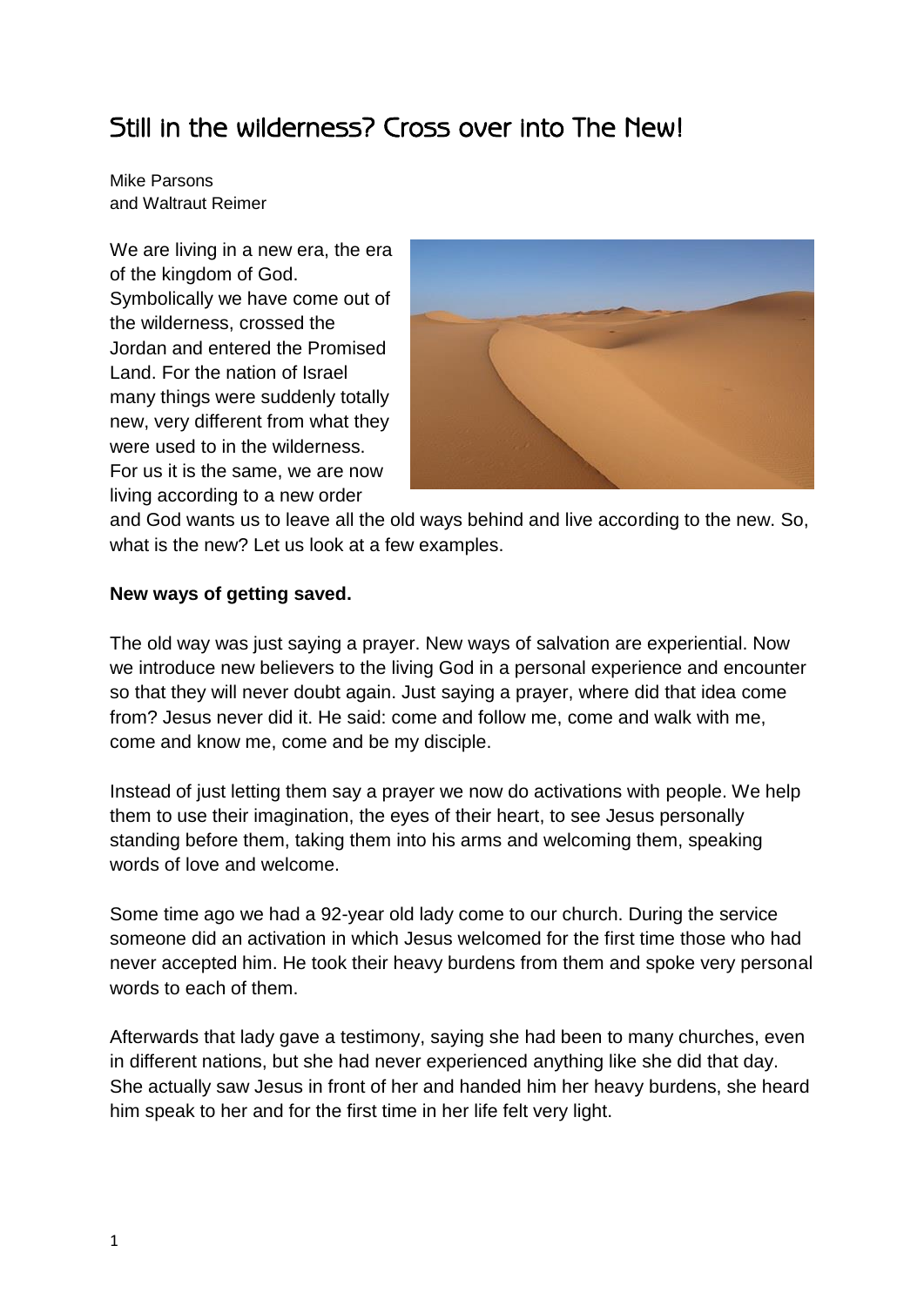# Still in the wilderness? Cross over into The New!

Mike Parsons
and Waltraut Reimer

We are living in a new era, the era of the kingdom of God. Symbolically we have come out of the wilderness, crossed the Jordan and entered the Promised Land. For the nation of Israel many things were suddenly totally new, very different from what they were used to in the wilderness. For us it is the same, we are now living according to a new order and God wants us to leave all the old ways behind and live according to the new. So, what is the new? Let us look at a few examples.

**New ways of getting saved.**

The old way was just saying a prayer. New ways of salvation are experiential. Now we introduce new believers to the living God in a personal experience and encounter so that they will never doubt again. Just saying a prayer, where did that idea come from? Jesus never did it. He said: come and follow me, come and walk with me, come and know me, come and be my disciple.

Instead of just letting them say a prayer we now do activations with people. We help them to use their imagination, the eyes of their heart, to see Jesus personally standing before them, taking them into his arms and welcoming them, speaking words of love and welcome.

Some time ago we had a 92-year old lady come to our church. During the service someone did an activation in which Jesus welcomed for the first time those who had never accepted him. He took their heavy burdens from them and spoke very personal words to each of them.

Afterwards that lady gave a testimony, saying she had been to many churches, even in different nations, but she had never experienced anything like she did that day. She actually saw Jesus in front of her and handed him her heavy burdens, she heard him speak to her and for the first time in her life felt very light.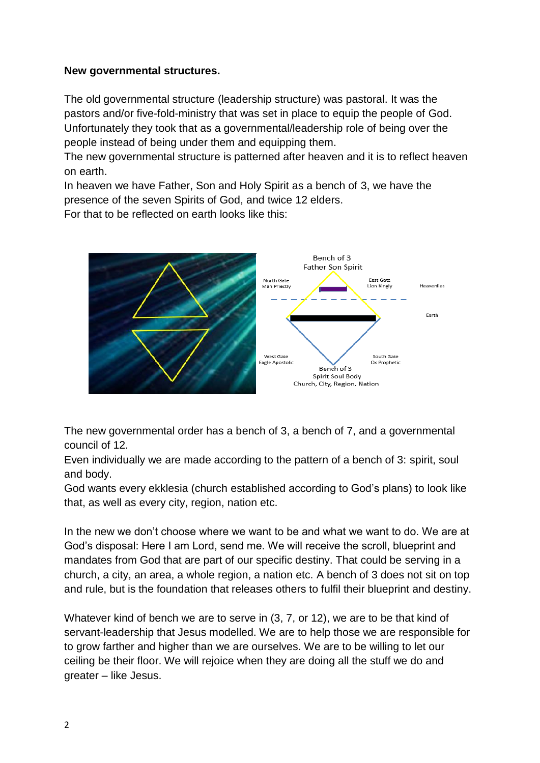**New governmental structures.**

The old governmental structure (leadership structure) was pastoral. It was the pastors and/or five-fold-ministry that was set in place to equip the people of God. Unfortunately they took that as a governmental/leadership role of being over the people instead of being under them and equipping them.
The new governmental structure is patterned after heaven and it is to reflect heaven on earth.
In heaven we have Father, Son and Holy Spirit as a bench of 3, we have the presence of the seven Spirits of God, and twice 12 elders.
For that to be reflected on earth looks like this:

Bench of 3
Father Son Spirit

North Gate
Man Priestly

East Gate
Lion Kingly

Heavenlies

Earth

West Gate
Eagle Apostolic

South Gate
Ox Prophetic

Bench of 3
Spirit Soul Body
Church, City, Region, Nation

The new governmental order has a bench of 3, a bench of 7, and a governmental council of 12.
Even individually we are made according to the pattern of a bench of 3: spirit, soul and body.
God wants every ekklesia (church established according to God's plans) to look like that, as well as every city, region, nation etc.

In the new we don't choose where we want to be and what we want to do. We are at God's disposal: Here I am Lord, send me. We will receive the scroll, blueprint and mandates from God that are part of our specific destiny. That could be serving in a church, a city, an area, a whole region, a nation etc. A bench of 3 does not sit on top and rule, but is the foundation that releases others to fulfil their blueprint and destiny.

Whatever kind of bench we are to serve in (3, 7, or 12), we are to be that kind of servant-leadership that Jesus modelled. We are to help those we are responsible for to grow farther and higher than we are ourselves. We are to be willing to let our ceiling be their floor. We will rejoice when they are doing all the stuff we do and greater – like Jesus.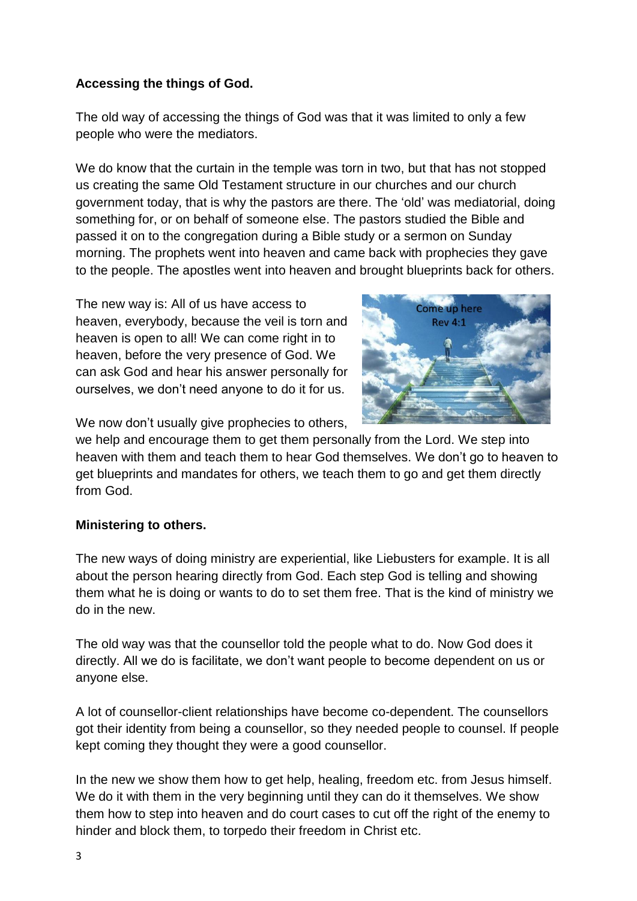**Accessing the things of God.**

The old way of accessing the things of God was that it was limited to only a few people who were the mediators.

We do know that the curtain in the temple was torn in two, but that has not stopped us creating the same Old Testament structure in our churches and our church government today, that is why the pastors are there. The 'old' was mediatorial, doing something for, or on behalf of someone else. The pastors studied the Bible and passed it on to the congregation during a Bible study or a sermon on Sunday morning. The prophets went into heaven and came back with prophecies they gave to the people. The apostles went into heaven and brought blueprints back for others.

The new way is: All of us have access to heaven, everybody, because the veil is torn and heaven is open to all! We can come right in to heaven, before the very presence of God. We can ask God and hear his answer personally for ourselves, we don't need anyone to do it for us.

We now don't usually give prophecies to others, we help and encourage them to get them personally from the Lord. We step into heaven with them and teach them to hear God themselves. We don't go to heaven to get blueprints and mandates for others, we teach them to go and get them directly from God.

**Ministering to others.**

The new ways of doing ministry are experiential, like Liebusters for example. It is all about the person hearing directly from God. Each step God is telling and showing them what he is doing or wants to do to set them free. That is the kind of ministry we do in the new.

The old way was that the counsellor told the people what to do. Now God does it directly. All we do is facilitate, we don't want people to become dependent on us or anyone else.

A lot of counsellor-client relationships have become co-dependent. The counsellors got their identity from being a counsellor, so they needed people to counsel. If people kept coming they thought they were a good counsellor.

In the new we show them how to get help, healing, freedom etc. from Jesus himself. We do it with them in the very beginning until they can do it themselves. We show them how to step into heaven and do court cases to cut off the right of the enemy to hinder and block them, to torpedo their freedom in Christ etc.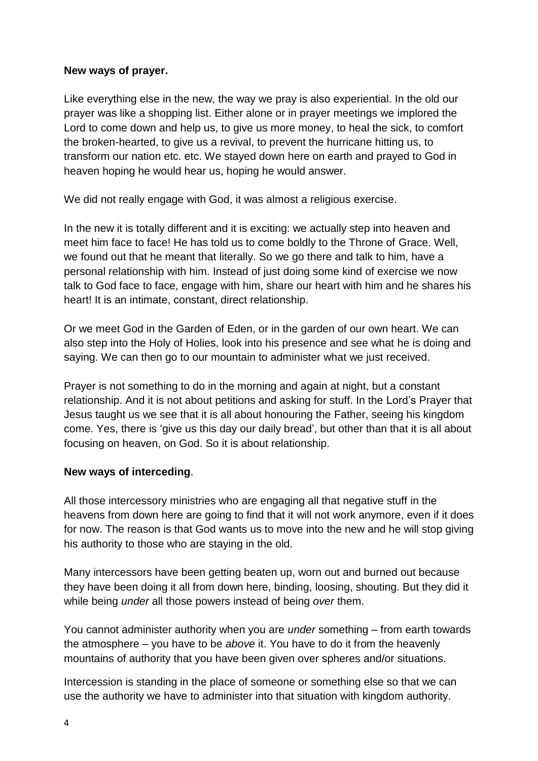**New ways of prayer.**

Like everything else in the new, the way we pray is also experiential. In the old our prayer was like a shopping list. Either alone or in prayer meetings we implored the Lord to come down and help us, to give us more money, to heal the sick, to comfort the broken-hearted, to give us a revival, to prevent the hurricane hitting us, to transform our nation etc. etc. We stayed down here on earth and prayed to God in heaven hoping he would hear us, hoping he would answer.

We did not really engage with God, it was almost a religious exercise.

In the new it is totally different and it is exciting: we actually step into heaven and meet him face to face! He has told us to come boldly to the Throne of Grace. Well, we found out that he meant that literally. So we go there and talk to him, have a personal relationship with him. Instead of just doing some kind of exercise we now talk to God face to face, engage with him, share our heart with him and he shares his heart! It is an intimate, constant, direct relationship.

Or we meet God in the Garden of Eden, or in the garden of our own heart. We can also step into the Holy of Holies, look into his presence and see what he is doing and saying. We can then go to our mountain to administer what we just received.

Prayer is not something to do in the morning and again at night, but a constant relationship. And it is not about petitions and asking for stuff. In the Lord's Prayer that Jesus taught us we see that it is all about honouring the Father, seeing his kingdom come. Yes, there is 'give us this day our daily bread', but other than that it is all about focusing on heaven, on God. So it is about relationship.

**New ways of interceding**.

All those intercessory ministries who are engaging all that negative stuff in the heavens from down here are going to find that it will not work anymore, even if it does for now. The reason is that God wants us to move into the new and he will stop giving his authority to those who are staying in the old.

Many intercessors have been getting beaten up, worn out and burned out because they have been doing it all from down here, binding, loosing, shouting. But they did it while being *under* all those powers instead of being *over* them.

You cannot administer authority when you are *under* something – from earth towards the atmosphere – you have to be *above* it. You have to do it from the heavenly mountains of authority that you have been given over spheres and/or situations.

Intercession is standing in the place of someone or something else so that we can use the authority we have to administer into that situation with kingdom authority.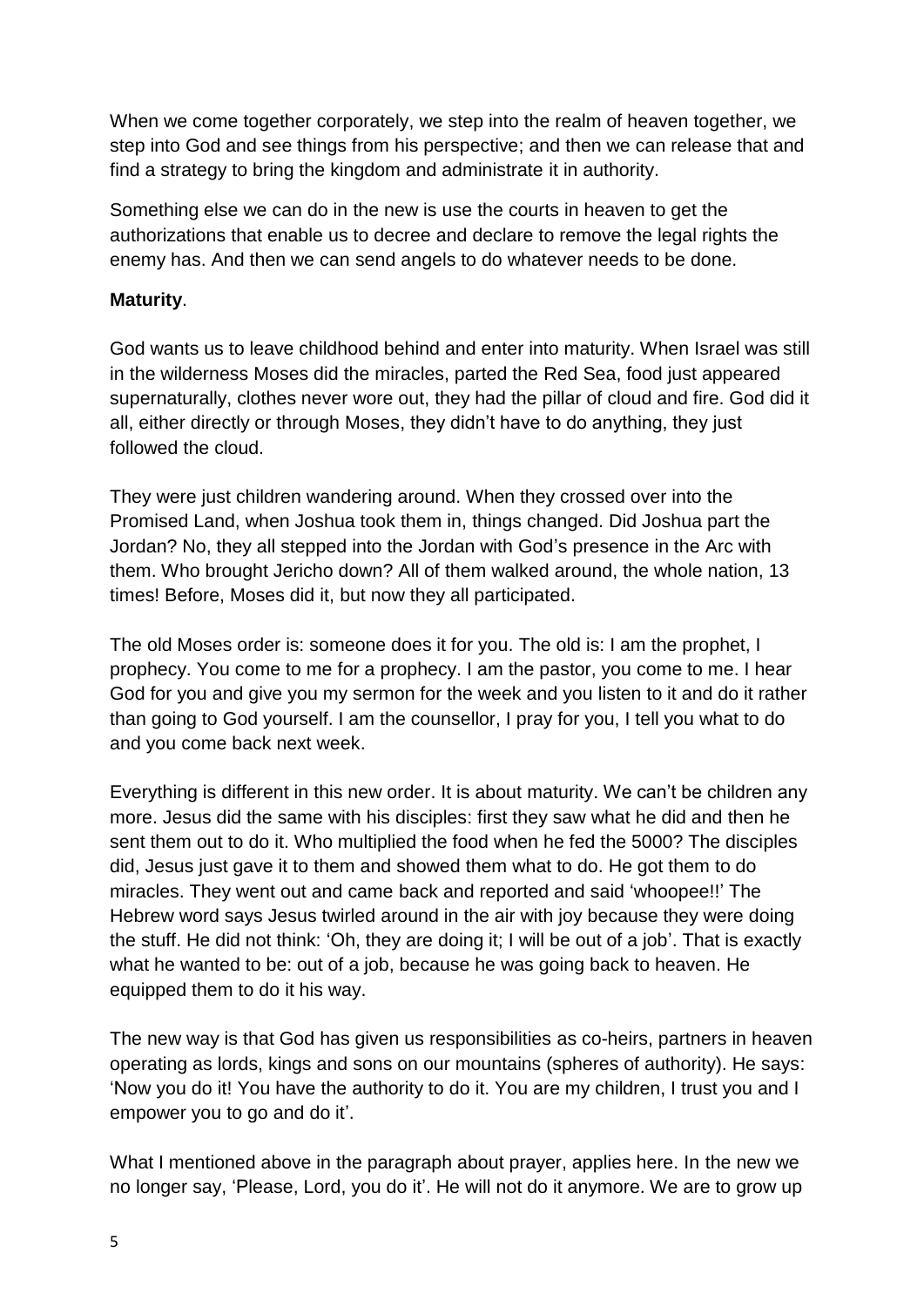When we come together corporately, we step into the realm of heaven together, we step into God and see things from his perspective; and then we can release that and find a strategy to bring the kingdom and administrate it in authority.

Something else we can do in the new is use the courts in heaven to get the authorizations that enable us to decree and declare to remove the legal rights the enemy has. And then we can send angels to do whatever needs to be done.

**Maturity**.

God wants us to leave childhood behind and enter into maturity. When Israel was still in the wilderness Moses did the miracles, parted the Red Sea, food just appeared supernaturally, clothes never wore out, they had the pillar of cloud and fire. God did it all, either directly or through Moses, they didn't have to do anything, they just followed the cloud.

They were just children wandering around. When they crossed over into the Promised Land, when Joshua took them in, things changed. Did Joshua part the Jordan? No, they all stepped into the Jordan with God's presence in the Arc with them. Who brought Jericho down? All of them walked around, the whole nation, 13 times! Before, Moses did it, but now they all participated.

The old Moses order is: someone does it for you. The old is: I am the prophet, I prophecy. You come to me for a prophecy. I am the pastor, you come to me. I hear God for you and give you my sermon for the week and you listen to it and do it rather than going to God yourself. I am the counsellor, I pray for you, I tell you what to do and you come back next week.

Everything is different in this new order. It is about maturity. We can't be children any more. Jesus did the same with his disciples: first they saw what he did and then he sent them out to do it. Who multiplied the food when he fed the 5000? The disciples did, Jesus just gave it to them and showed them what to do. He got them to do miracles. They went out and came back and reported and said 'whoopee!!' The Hebrew word says Jesus twirled around in the air with joy because they were doing the stuff. He did not think: 'Oh, they are doing it; I will be out of a job'. That is exactly what he wanted to be: out of a job, because he was going back to heaven. He equipped them to do it his way.

The new way is that God has given us responsibilities as co-heirs, partners in heaven operating as lords, kings and sons on our mountains (spheres of authority). He says: 'Now you do it! You have the authority to do it. You are my children, I trust you and I empower you to go and do it'.

What I mentioned above in the paragraph about prayer, applies here. In the new we no longer say, 'Please, Lord, you do it'. He will not do it anymore. We are to grow up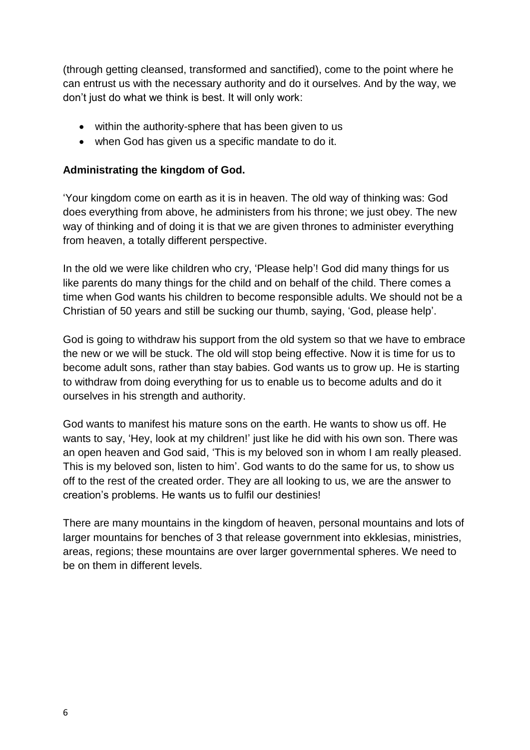(through getting cleansed, transformed and sanctified), come to the point where he can entrust us with the necessary authority and do it ourselves. And by the way, we don't just do what we think is best. It will only work:

- within the authority-sphere that has been given to us
- when God has given us a specific mandate to do it.

**Administrating the kingdom of God.**

'Your kingdom come on earth as it is in heaven. The old way of thinking was: God does everything from above, he administers from his throne; we just obey. The new way of thinking and of doing it is that we are given thrones to administer everything from heaven, a totally different perspective.

In the old we were like children who cry, 'Please help'! God did many things for us like parents do many things for the child and on behalf of the child. There comes a time when God wants his children to become responsible adults. We should not be a Christian of 50 years and still be sucking our thumb, saying, 'God, please help'.

God is going to withdraw his support from the old system so that we have to embrace the new or we will be stuck. The old will stop being effective. Now it is time for us to become adult sons, rather than stay babies. God wants us to grow up. He is starting to withdraw from doing everything for us to enable us to become adults and do it ourselves in his strength and authority.

God wants to manifest his mature sons on the earth. He wants to show us off. He wants to say, 'Hey, look at my children!' just like he did with his own son. There was an open heaven and God said, 'This is my beloved son in whom I am really pleased. This is my beloved son, listen to him'. God wants to do the same for us, to show us off to the rest of the created order. They are all looking to us, we are the answer to creation's problems. He wants us to fulfil our destinies!

There are many mountains in the kingdom of heaven, personal mountains and lots of larger mountains for benches of 3 that release government into ekklesias, ministries, areas, regions; these mountains are over larger governmental spheres. We need to be on them in different levels.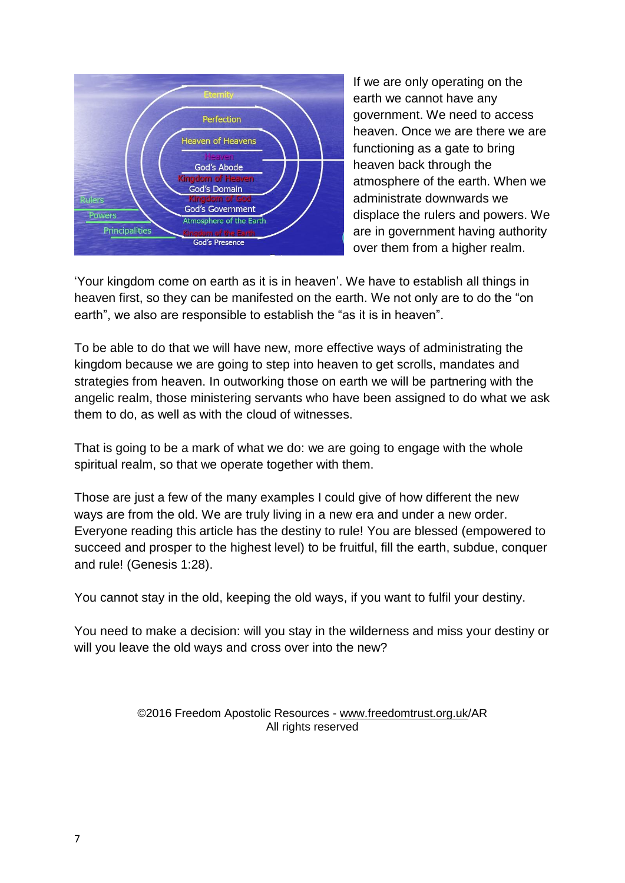Eternity

Perfection

Heaven of Heavens

Heaven

God's Abode

Kingdom of Heaven

God's Domain

Kingdom of God

God's Government

Atmosphere of the Earth

Kingdom of the Earth

God's Presence

Rulers

Powers

Principalities

If we are only operating on the earth we cannot have any government. We need to access heaven. Once we are there we are functioning as a gate to bring heaven back through the atmosphere of the earth. When we administrate downwards we displace the rulers and powers. We are in government having authority over them from a higher realm.

'Your kingdom come on earth as it is in heaven'. We have to establish all things in heaven first, so they can be manifested on the earth. We not only are to do the "on earth", we also are responsible to establish the "as it is in heaven".

To be able to do that we will have new, more effective ways of administrating the kingdom because we are going to step into heaven to get scrolls, mandates and strategies from heaven. In outworking those on earth we will be partnering with the angelic realm, those ministering servants who have been assigned to do what we ask them to do, as well as with the cloud of witnesses.

That is going to be a mark of what we do: we are going to engage with the whole spiritual realm, so that we operate together with them.

Those are just a few of the many examples I could give of how different the new ways are from the old. We are truly living in a new era and under a new order. Everyone reading this article has the destiny to rule! You are blessed (empowered to succeed and prosper to the highest level) to be fruitful, fill the earth, subdue, conquer and rule! (Genesis 1:28).

You cannot stay in the old, keeping the old ways, if you want to fulfil your destiny.

You need to make a decision: will you stay in the wilderness and miss your destiny or will you leave the old ways and cross over into the new?

©2016 Freedom Apostolic Resources - www.freedomtrust.org.uk/AR
All rights reserved